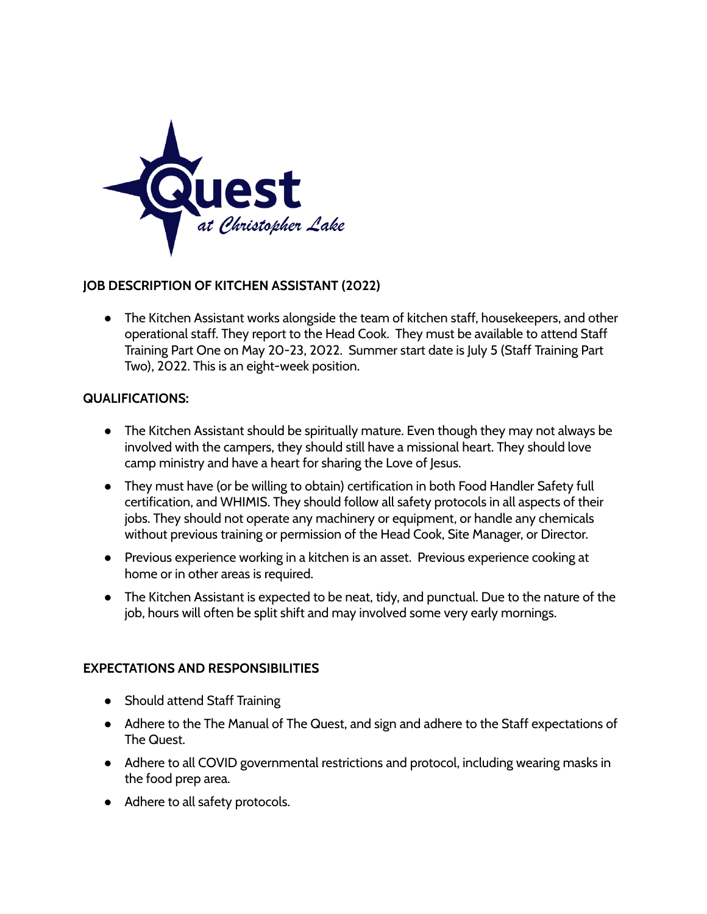Quest
at Christopher Lake

## JOB DESCRIPTION OF KITCHEN ASSISTANT (2022)

- The Kitchen Assistant works alongside the team of kitchen staff, housekeepers, and other operational staff. They report to the Head Cook. They must be available to attend Staff Training Part One on May 20-23, 2022. Summer start date is July 5 (Staff Training Part Two), 2022. This is an eight-week position.

## QUALIFICATIONS:

- The Kitchen Assistant should be spiritually mature. Even though they may not always be involved with the campers, they should still have a missional heart. They should love camp ministry and have a heart for sharing the Love of Jesus.
- They must have (or be willing to obtain) certification in both Food Handler Safety full certification, and WHIMIS. They should follow all safety protocols in all aspects of their jobs. They should not operate any machinery or equipment, or handle any chemicals without previous training or permission of the Head Cook, Site Manager, or Director.
- Previous experience working in a kitchen is an asset. Previous experience cooking at home or in other areas is required.
- The Kitchen Assistant is expected to be neat, tidy, and punctual. Due to the nature of the job, hours will often be split shift and may involved some very early mornings.

## EXPECTATIONS AND RESPONSIBILITIES

- Should attend Staff Training
- Adhere to the The Manual of The Quest, and sign and adhere to the Staff expectations of The Quest.
- Adhere to all COVID governmental restrictions and protocol, including wearing masks in the food prep area.
- Adhere to all safety protocols.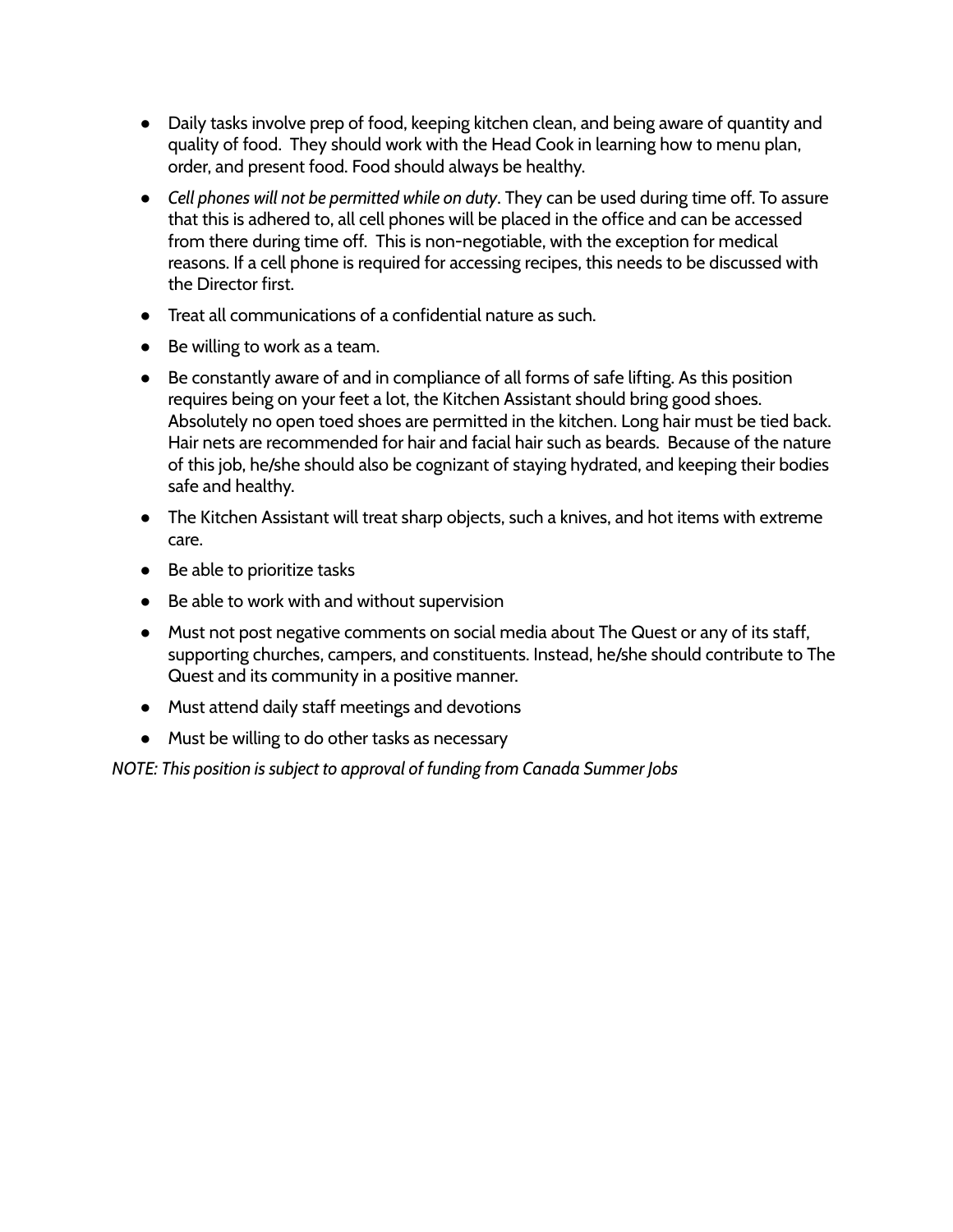- Daily tasks involve prep of food, keeping kitchen clean, and being aware of quantity and quality of food. They should work with the Head Cook in learning how to menu plan, order, and present food. Food should always be healthy.
- *Cell phones will not be permitted while on duty*. They can be used during time off. To assure that this is adhered to, all cell phones will be placed in the office and can be accessed from there during time off. This is non-negotiable, with the exception for medical reasons. If a cell phone is required for accessing recipes, this needs to be discussed with the Director first.
- Treat all communications of a confidential nature as such.
- Be willing to work as a team.
- Be constantly aware of and in compliance of all forms of safe lifting. As this position requires being on your feet a lot, the Kitchen Assistant should bring good shoes. Absolutely no open toed shoes are permitted in the kitchen. Long hair must be tied back. Hair nets are recommended for hair and facial hair such as beards. Because of the nature of this job, he/she should also be cognizant of staying hydrated, and keeping their bodies safe and healthy.
- The Kitchen Assistant will treat sharp objects, such a knives, and hot items with extreme care.
- Be able to prioritize tasks
- Be able to work with and without supervision
- Must not post negative comments on social media about The Quest or any of its staff, supporting churches, campers, and constituents. Instead, he/she should contribute to The Quest and its community in a positive manner.
- Must attend daily staff meetings and devotions
- Must be willing to do other tasks as necessary

*NOTE: This position is subject to approval of funding from Canada Summer Jobs*